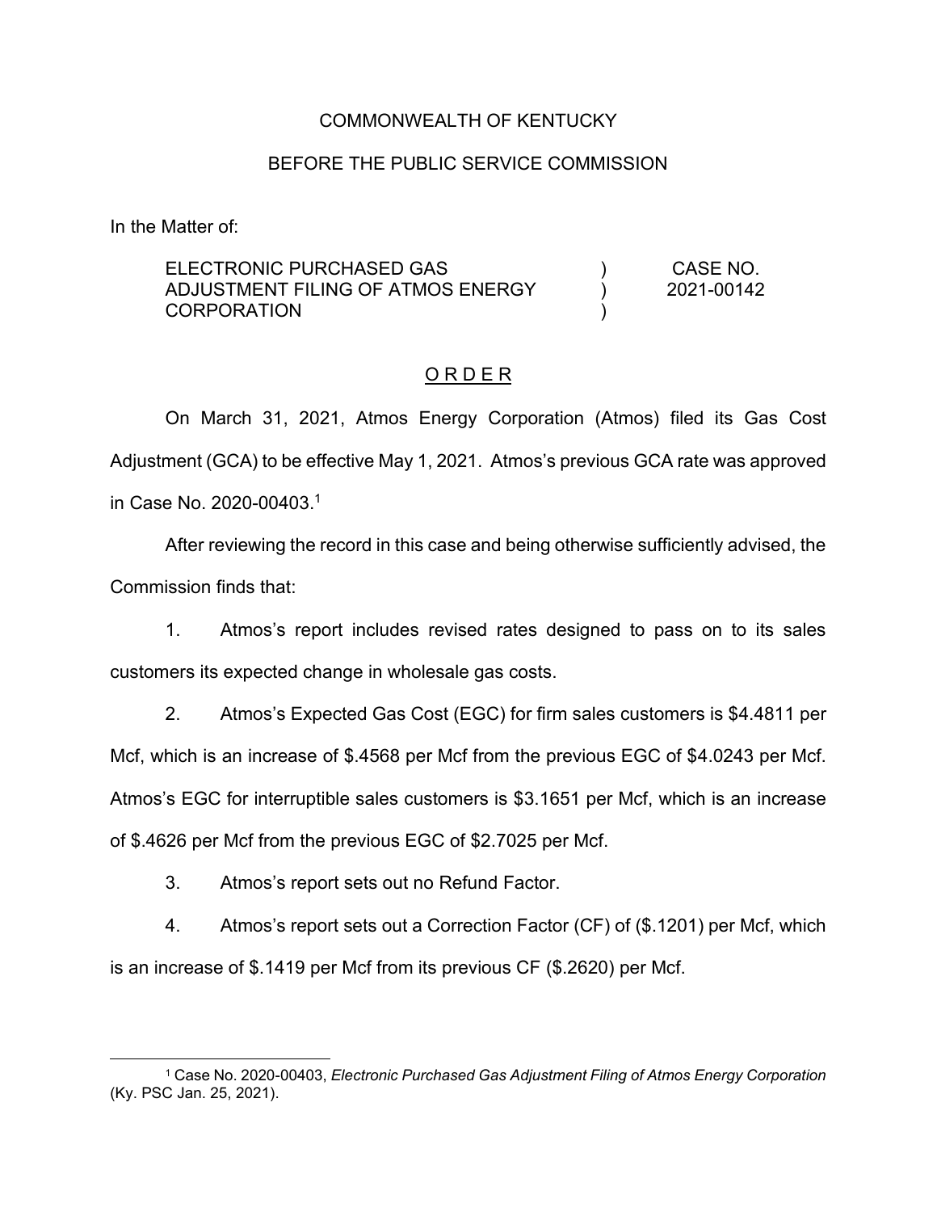COMMONWEALTH OF KENTUCKY

BEFORE THE PUBLIC SERVICE COMMISSION

In the Matter of:

| | | |
|---|---|---|
| ELECTRONIC PURCHASED GAS ADJUSTMENT FILING OF ATMOS ENERGY CORPORATION | ) ) ) | CASE NO. 2021-00142 |

## O R D E R

On March 31, 2021, Atmos Energy Corporation (Atmos) filed its Gas Cost Adjustment (GCA) to be effective May 1, 2021. Atmos's previous GCA rate was approved in Case No. 2020-00403.[1]

After reviewing the record in this case and being otherwise sufficiently advised, the Commission finds that:

1. Atmos's report includes revised rates designed to pass on to its sales customers its expected change in wholesale gas costs.

2. Atmos's Expected Gas Cost (EGC) for firm sales customers is $4.4811 per Mcf, which is an increase of $.4568 per Mcf from the previous EGC of $4.0243 per Mcf. Atmos's EGC for interruptible sales customers is $3.1651 per Mcf, which is an increase of $.4626 per Mcf from the previous EGC of $2.7025 per Mcf.

3. Atmos's report sets out no Refund Factor.

4. Atmos's report sets out a Correction Factor (CF) of ($.1201) per Mcf, which is an increase of $.1419 per Mcf from its previous CF ($.2620) per Mcf.

---

[1] Case No. 2020-00403, *Electronic Purchased Gas Adjustment Filing of Atmos Energy Corporation* (Ky. PSC Jan. 25, 2021).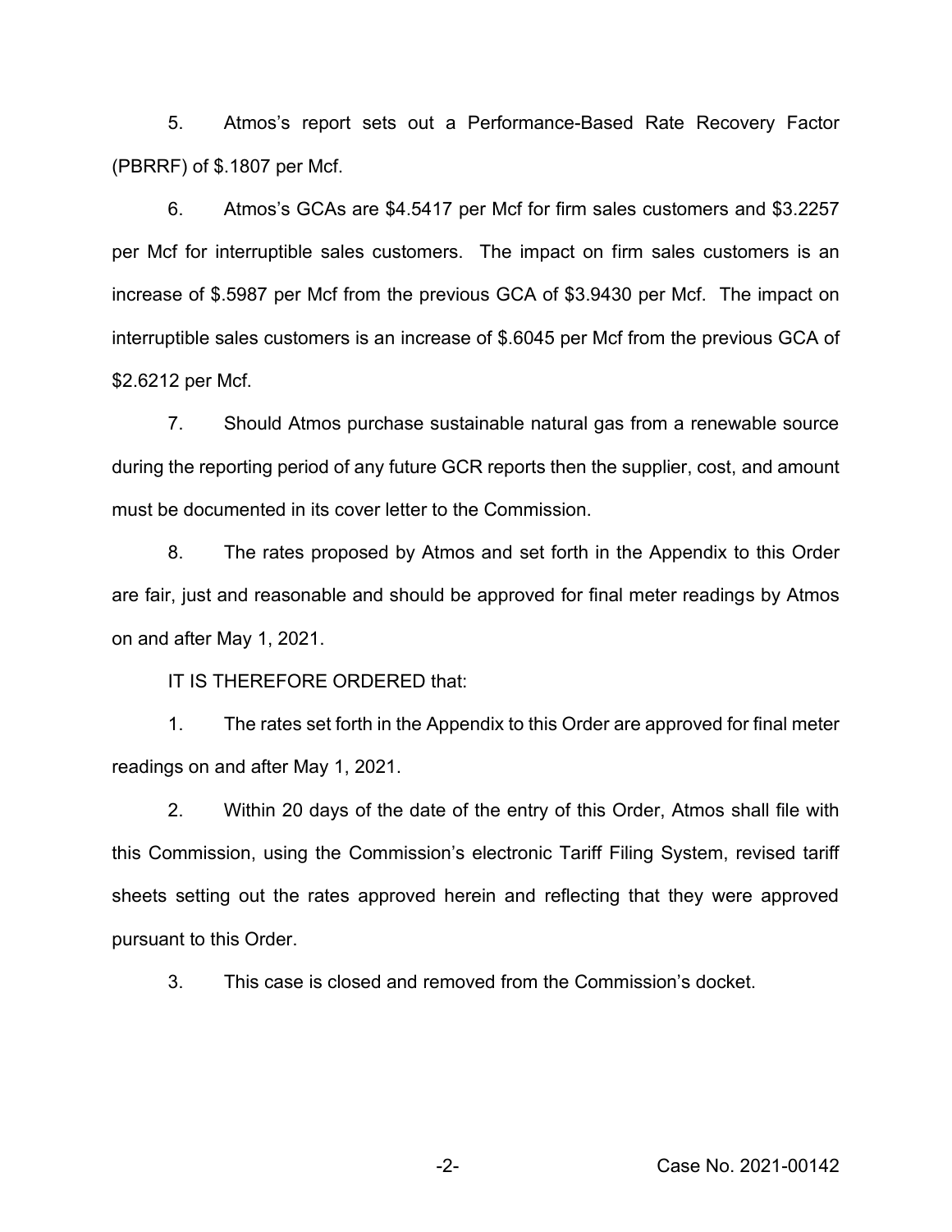5. Atmos's report sets out a Performance-Based Rate Recovery Factor (PBRRF) of $.1807 per Mcf.

6. Atmos's GCAs are $4.5417 per Mcf for firm sales customers and $3.2257 per Mcf for interruptible sales customers. The impact on firm sales customers is an increase of $.5987 per Mcf from the previous GCA of $3.9430 per Mcf. The impact on interruptible sales customers is an increase of $.6045 per Mcf from the previous GCA of $2.6212 per Mcf.

7. Should Atmos purchase sustainable natural gas from a renewable source during the reporting period of any future GCR reports then the supplier, cost, and amount must be documented in its cover letter to the Commission.

8. The rates proposed by Atmos and set forth in the Appendix to this Order are fair, just and reasonable and should be approved for final meter readings by Atmos on and after May 1, 2021.

IT IS THEREFORE ORDERED that:

1. The rates set forth in the Appendix to this Order are approved for final meter readings on and after May 1, 2021.

2. Within 20 days of the date of the entry of this Order, Atmos shall file with this Commission, using the Commission's electronic Tariff Filing System, revised tariff sheets setting out the rates approved herein and reflecting that they were approved pursuant to this Order.

3. This case is closed and removed from the Commission's docket.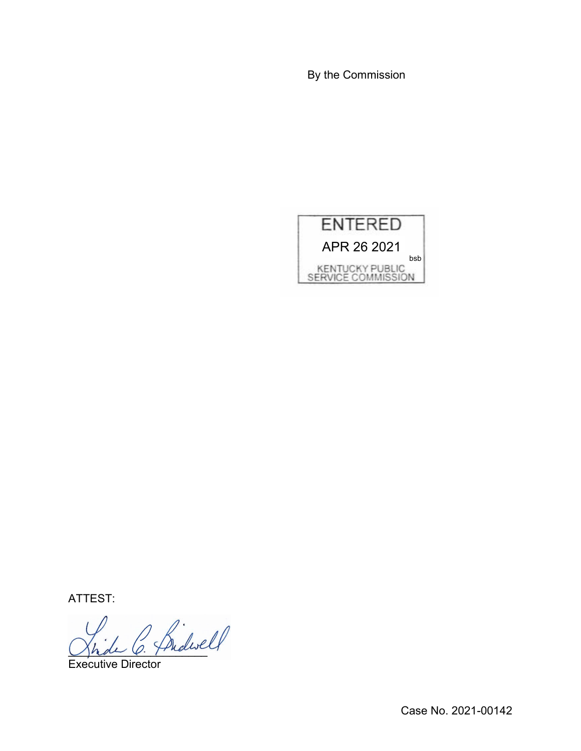By the Commission

ENTERED

APR 26 2021

bsb

KENTUCKY PUBLIC SERVICE COMMISSION

ATTEST:

Executive Director

Case No. 2021-00142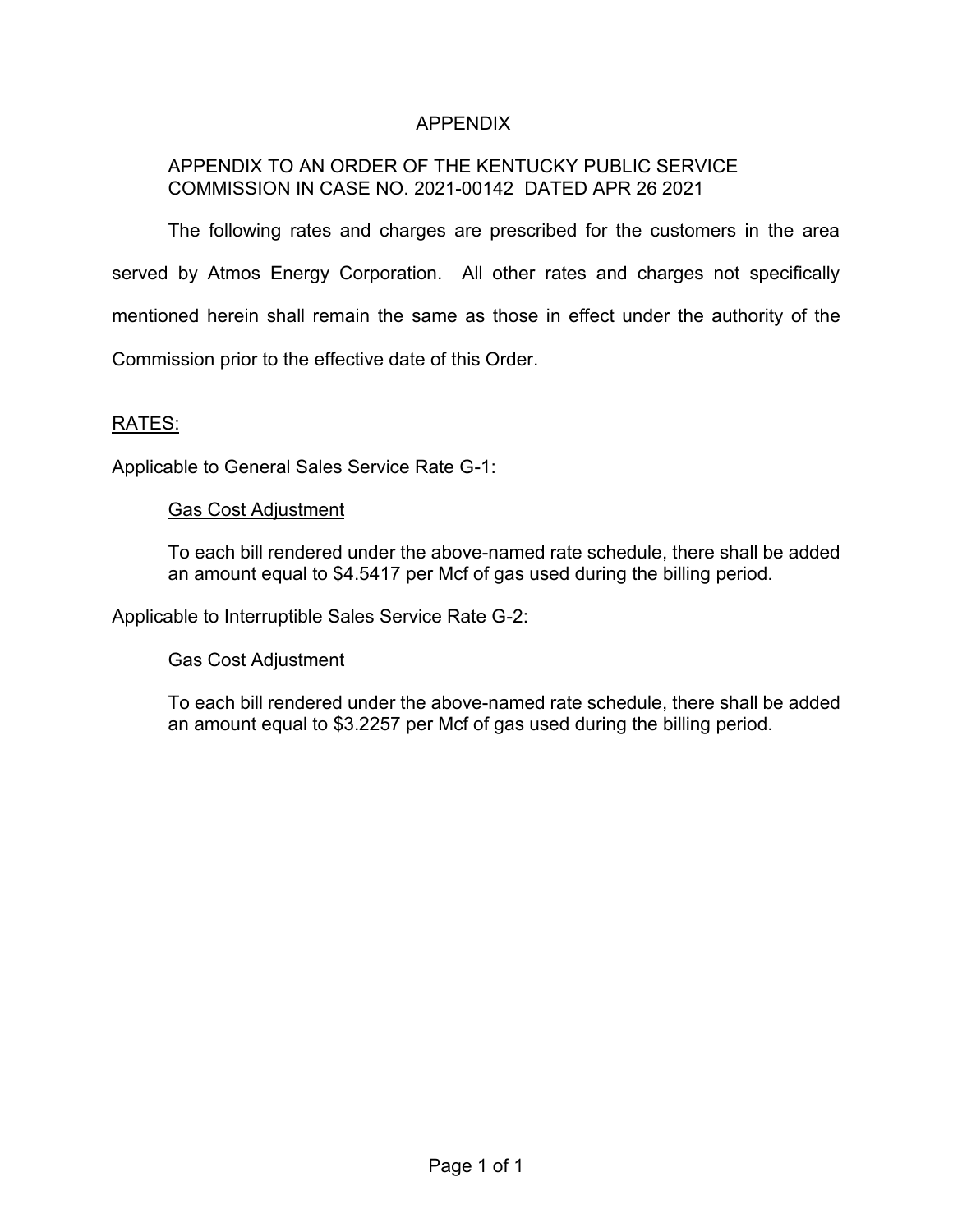# APPENDIX

APPENDIX TO AN ORDER OF THE KENTUCKY PUBLIC SERVICE COMMISSION IN CASE NO. 2021-00142 DATED APR 26 2021

The following rates and charges are prescribed for the customers in the area served by Atmos Energy Corporation. All other rates and charges not specifically mentioned herein shall remain the same as those in effect under the authority of the Commission prior to the effective date of this Order.

RATES:

Applicable to General Sales Service Rate G-1:

Gas Cost Adjustment

To each bill rendered under the above-named rate schedule, there shall be added an amount equal to $4.5417 per Mcf of gas used during the billing period.

Applicable to Interruptible Sales Service Rate G-2:

Gas Cost Adjustment

To each bill rendered under the above-named rate schedule, there shall be added an amount equal to $3.2257 per Mcf of gas used during the billing period.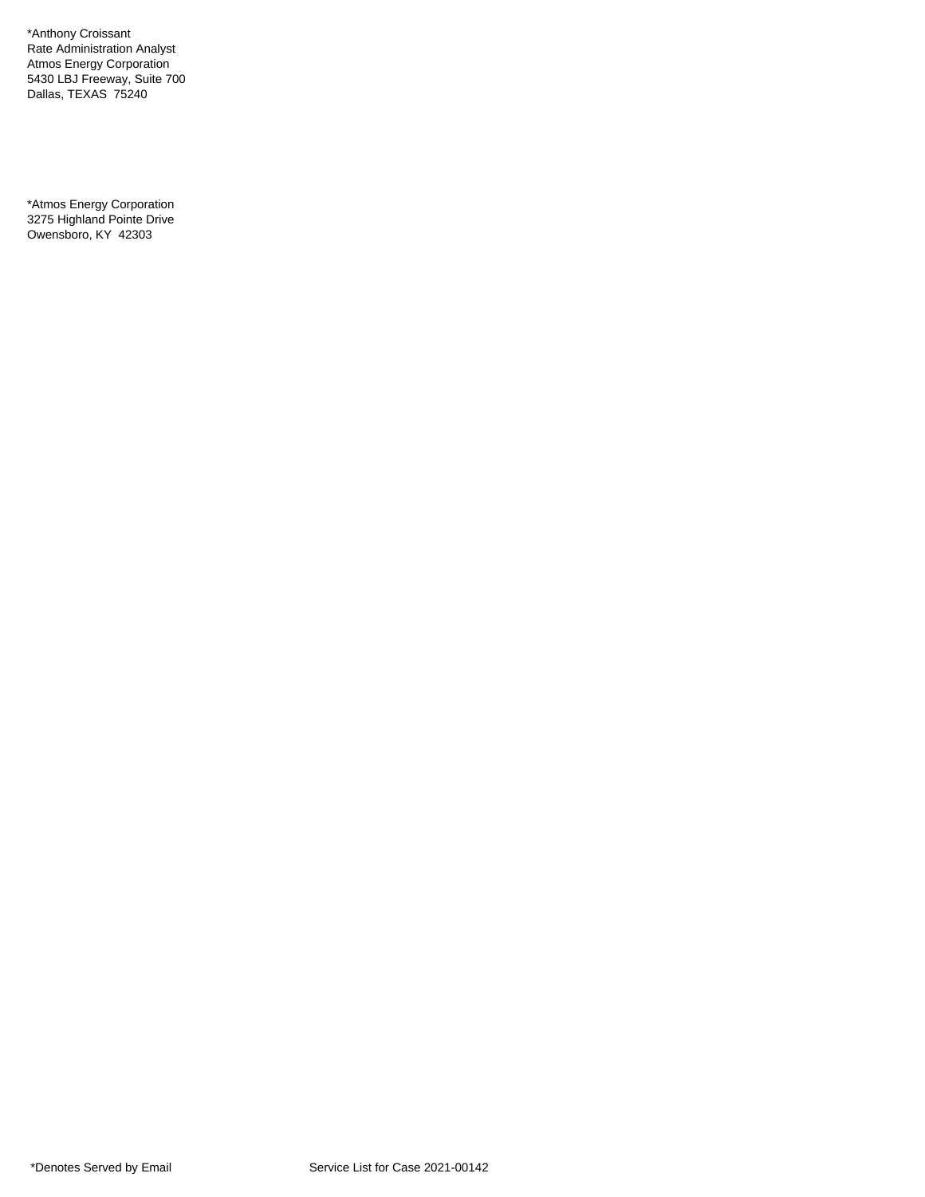*Anthony Croissant
Rate Administration Analyst
Atmos Energy Corporation
5430 LBJ Freeway, Suite 700
Dallas, TEXAS 75240

*Atmos Energy Corporation
3275 Highland Pointe Drive
Owensboro, KY 42303

*Denotes Served by Email

Service List for Case 2021-00142